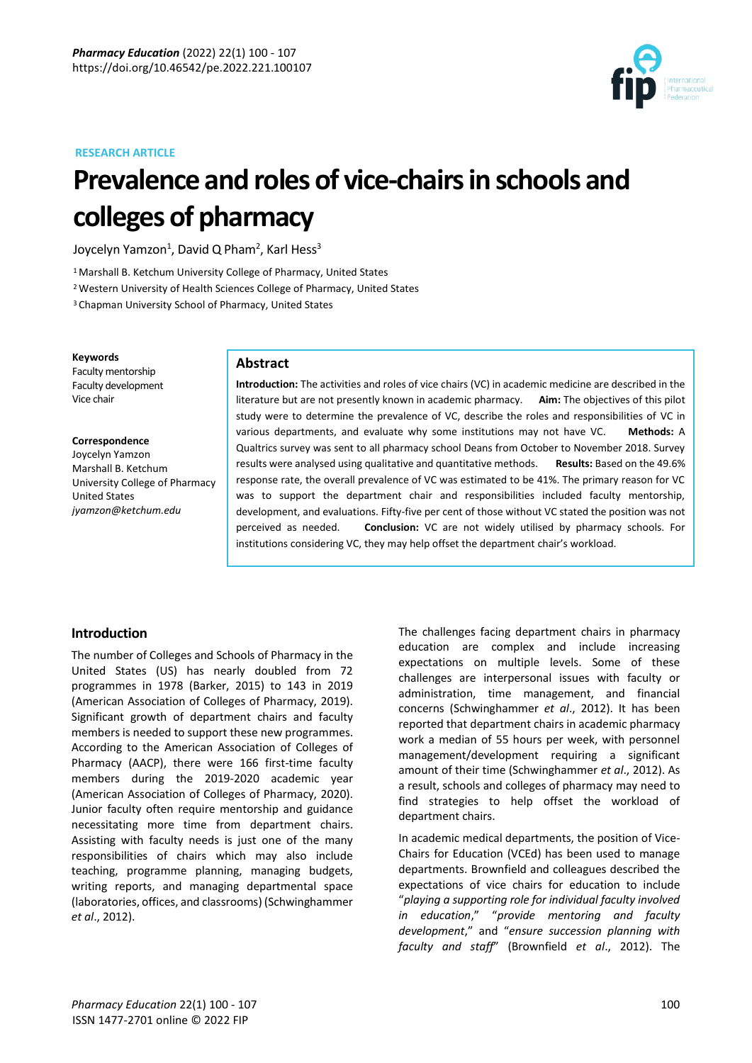RESEARCH ARTICLE

# Prevalence and roles of vice-chairs in schools and colleges of pharmacy

Joycelyn Yamzon[1], David Q Pham[2], Karl Hess[3]

[1] Marshall B. Ketchum University College of Pharmacy, United States
[2] Western University of Health Sciences College of Pharmacy, United States
[3] Chapman University School of Pharmacy, United States

**Keywords**
Faculty mentorship
Faculty development
Vice chair

**Correspondence**
Joycelyn Yamzon
Marshall B. Ketchum University College of Pharmacy
United States
*jyamzon@ketchum.edu*

## Abstract

**Introduction:** The activities and roles of vice chairs (VC) in academic medicine are described in the literature but are not presently known in academic pharmacy. **Aim:** The objectives of this pilot study were to determine the prevalence of VC, describe the roles and responsibilities of VC in various departments, and evaluate why some institutions may not have VC. **Methods:** A Qualtrics survey was sent to all pharmacy school Deans from October to November 2018. Survey results were analysed using qualitative and quantitative methods. **Results:** Based on the 49.6% response rate, the overall prevalence of VC was estimated to be 41%. The primary reason for VC was to support the department chair and responsibilities included faculty mentorship, development, and evaluations. Fifty-five per cent of those without VC stated the position was not perceived as needed. **Conclusion:** VC are not widely utilised by pharmacy schools. For institutions considering VC, they may help offset the department chair's workload.

## Introduction

The number of Colleges and Schools of Pharmacy in the United States (US) has nearly doubled from 72 programmes in 1978 (Barker, 2015) to 143 in 2019 (American Association of Colleges of Pharmacy, 2019). Significant growth of department chairs and faculty members is needed to support these new programmes. According to the American Association of Colleges of Pharmacy (AACP), there were 166 first-time faculty members during the 2019-2020 academic year (American Association of Colleges of Pharmacy, 2020). Junior faculty often require mentorship and guidance necessitating more time from department chairs. Assisting with faculty needs is just one of the many responsibilities of chairs which may also include teaching, programme planning, managing budgets, writing reports, and managing departmental space (laboratories, offices, and classrooms) (Schwinghammer *et al*., 2012).

The challenges facing department chairs in pharmacy education are complex and include increasing expectations on multiple levels. Some of these challenges are interpersonal issues with faculty or administration, time management, and financial concerns (Schwinghammer *et al*., 2012). It has been reported that department chairs in academic pharmacy work a median of 55 hours per week, with personnel management/development requiring a significant amount of their time (Schwinghammer *et al*., 2012). As a result, schools and colleges of pharmacy may need to find strategies to help offset the workload of department chairs.

In academic medical departments, the position of Vice-Chairs for Education (VCEd) has been used to manage departments. Brownfield and colleagues described the expectations of vice chairs for education to include "*playing a supporting role for individual faculty involved in education*," "*provide mentoring and faculty development*," and "*ensure succession planning with faculty and staff*" (Brownfield *et al*., 2012). The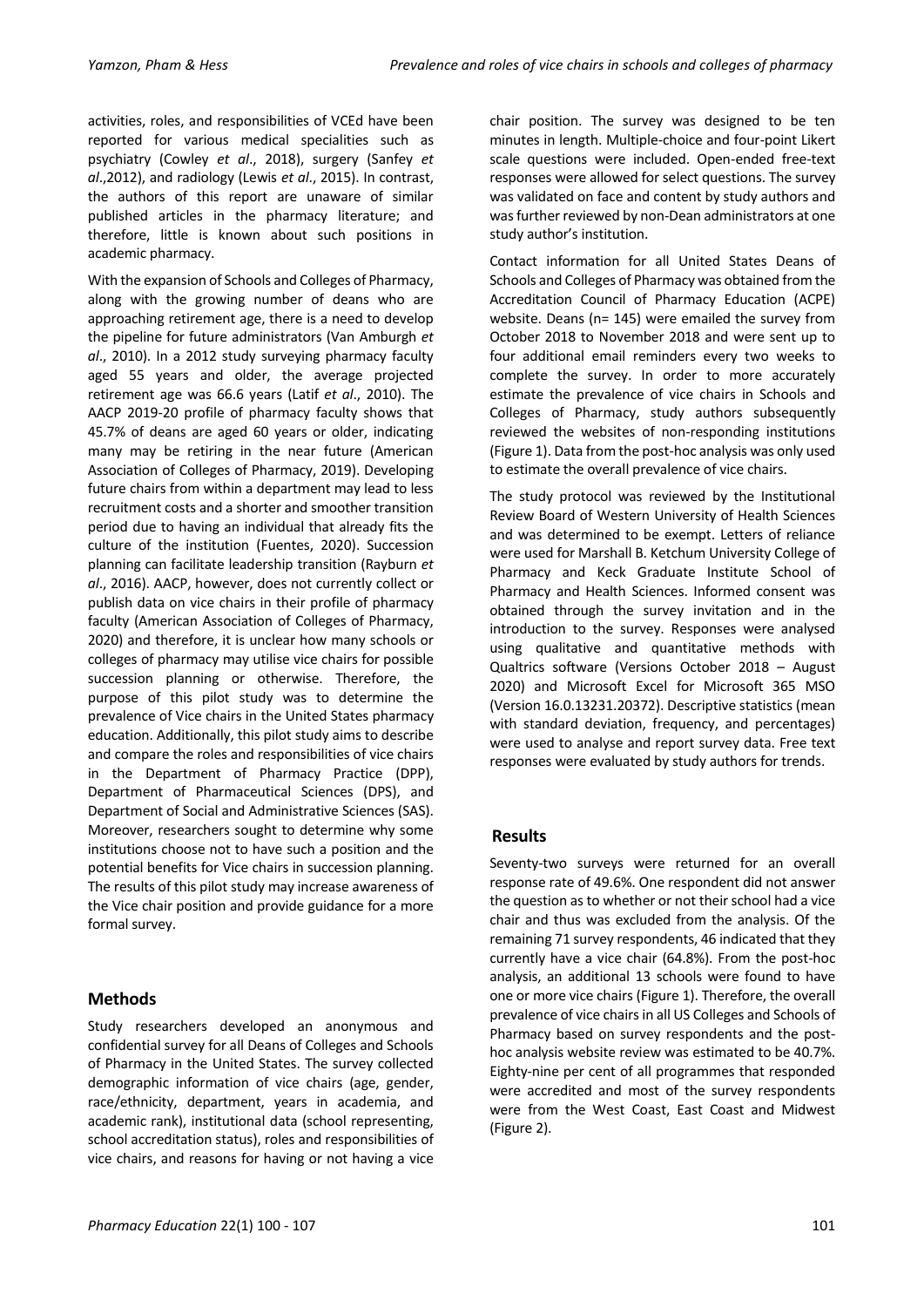activities, roles, and responsibilities of VCEd have been reported for various medical specialities such as psychiatry (Cowley *et al*., 2018), surgery (Sanfey *et al*.,2012), and radiology (Lewis *et al*., 2015). In contrast, the authors of this report are unaware of similar published articles in the pharmacy literature; and therefore, little is known about such positions in academic pharmacy.

With the expansion of Schools and Colleges of Pharmacy, along with the growing number of deans who are approaching retirement age, there is a need to develop the pipeline for future administrators (Van Amburgh *et al*., 2010). In a 2012 study surveying pharmacy faculty aged 55 years and older, the average projected retirement age was 66.6 years (Latif *et al*., 2010). The AACP 2019-20 profile of pharmacy faculty shows that 45.7% of deans are aged 60 years or older, indicating many may be retiring in the near future (American Association of Colleges of Pharmacy, 2019). Developing future chairs from within a department may lead to less recruitment costs and a shorter and smoother transition period due to having an individual that already fits the culture of the institution (Fuentes, 2020). Succession planning can facilitate leadership transition (Rayburn *et al*., 2016). AACP, however, does not currently collect or publish data on vice chairs in their profile of pharmacy faculty (American Association of Colleges of Pharmacy, 2020) and therefore, it is unclear how many schools or colleges of pharmacy may utilise vice chairs for possible succession planning or otherwise. Therefore, the purpose of this pilot study was to determine the prevalence of Vice chairs in the United States pharmacy education. Additionally, this pilot study aims to describe and compare the roles and responsibilities of vice chairs in the Department of Pharmacy Practice (DPP), Department of Pharmaceutical Sciences (DPS), and Department of Social and Administrative Sciences (SAS). Moreover, researchers sought to determine why some institutions choose not to have such a position and the potential benefits for Vice chairs in succession planning. The results of this pilot study may increase awareness of the Vice chair position and provide guidance for a more formal survey.

## Methods

Study researchers developed an anonymous and confidential survey for all Deans of Colleges and Schools of Pharmacy in the United States. The survey collected demographic information of vice chairs (age, gender, race/ethnicity, department, years in academia, and academic rank), institutional data (school representing, school accreditation status), roles and responsibilities of vice chairs, and reasons for having or not having a vice chair position. The survey was designed to be ten minutes in length. Multiple-choice and four-point Likert scale questions were included. Open-ended free-text responses were allowed for select questions. The survey was validated on face and content by study authors and was further reviewed by non-Dean administrators at one study author's institution.

Contact information for all United States Deans of Schools and Colleges of Pharmacy was obtained from the Accreditation Council of Pharmacy Education (ACPE) website. Deans (n= 145) were emailed the survey from October 2018 to November 2018 and were sent up to four additional email reminders every two weeks to complete the survey. In order to more accurately estimate the prevalence of vice chairs in Schools and Colleges of Pharmacy, study authors subsequently reviewed the websites of non-responding institutions (Figure 1). Data from the post-hoc analysis was only used to estimate the overall prevalence of vice chairs.

The study protocol was reviewed by the Institutional Review Board of Western University of Health Sciences and was determined to be exempt. Letters of reliance were used for Marshall B. Ketchum University College of Pharmacy and Keck Graduate Institute School of Pharmacy and Health Sciences. Informed consent was obtained through the survey invitation and in the introduction to the survey. Responses were analysed using qualitative and quantitative methods with Qualtrics software (Versions October 2018 – August 2020) and Microsoft Excel for Microsoft 365 MSO (Version 16.0.13231.20372). Descriptive statistics (mean with standard deviation, frequency, and percentages) were used to analyse and report survey data. Free text responses were evaluated by study authors for trends.

## Results

Seventy-two surveys were returned for an overall response rate of 49.6%. One respondent did not answer the question as to whether or not their school had a vice chair and thus was excluded from the analysis. Of the remaining 71 survey respondents, 46 indicated that they currently have a vice chair (64.8%). From the post-hoc analysis, an additional 13 schools were found to have one or more vice chairs (Figure 1). Therefore, the overall prevalence of vice chairs in all US Colleges and Schools of Pharmacy based on survey respondents and the post-hoc analysis website review was estimated to be 40.7%. Eighty-nine per cent of all programmes that responded were accredited and most of the survey respondents were from the West Coast, East Coast and Midwest (Figure 2).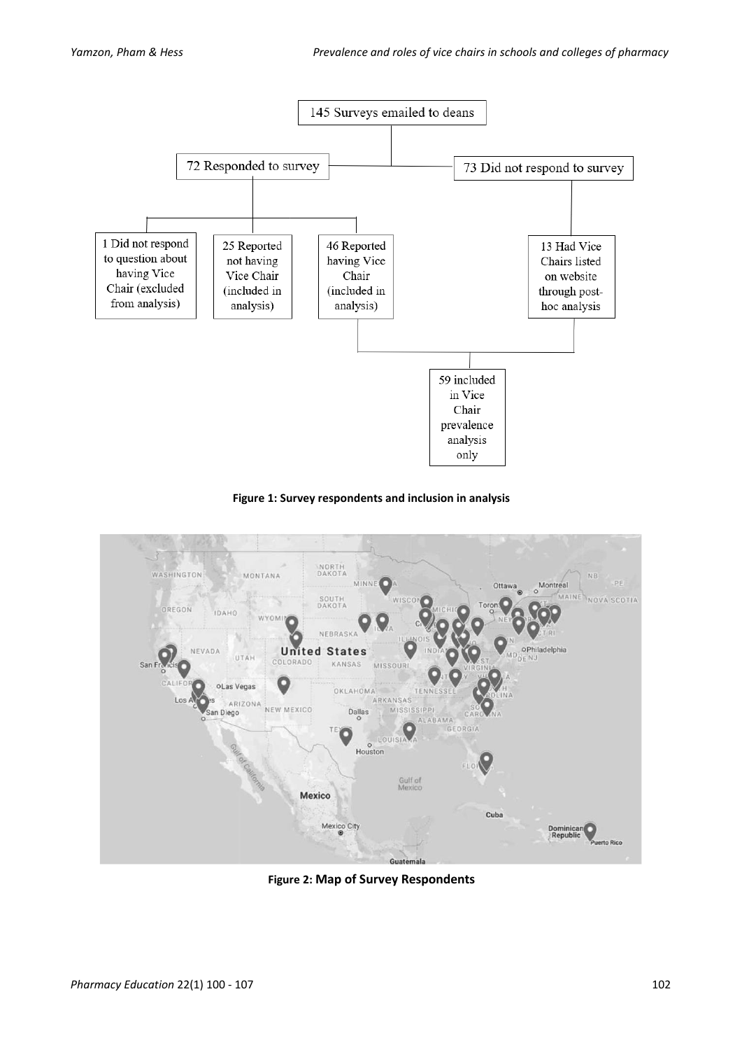145 Surveys emailed to deans

- 72 Responded to survey
  - 1 Did not respond to question about having Vice Chair (excluded from analysis)
  - 25 Reported not having Vice Chair (included in analysis)
  - 46 Reported having Vice Chair (included in analysis)
- 73 Did not respond to survey
  - 13 Had Vice Chairs listed on website through post-hoc analysis

46 Reported having Vice Chair + 13 Had Vice Chairs listed on website → 59 included in Vice Chair prevalence analysis only

**Figure 1: Survey respondents and inclusion in analysis**

**Figure 2: Map of Survey Respondents**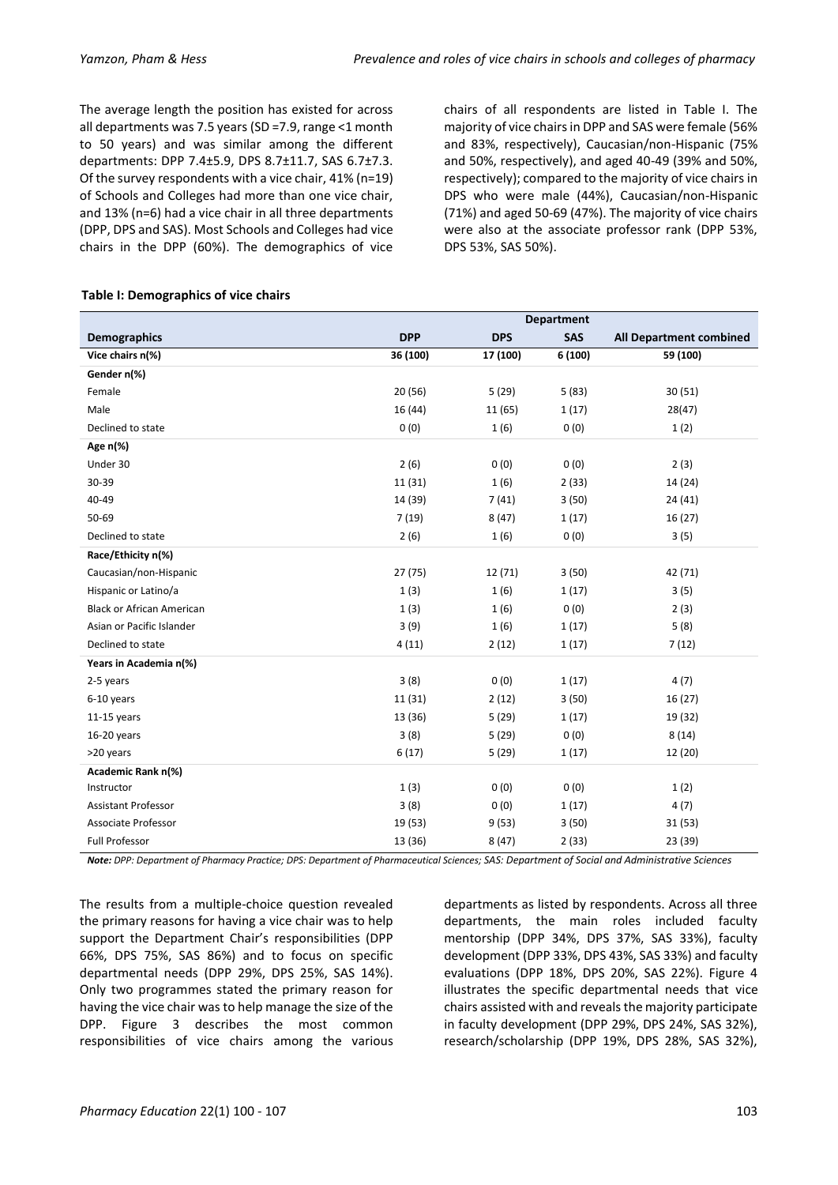The average length the position has existed for across all departments was 7.5 years (SD =7.9, range <1 month to 50 years) and was similar among the different departments: DPP 7.4±5.9, DPS 8.7±11.7, SAS 6.7±7.3. Of the survey respondents with a vice chair, 41% (n=19) of Schools and Colleges had more than one vice chair, and 13% (n=6) had a vice chair in all three departments (DPP, DPS and SAS). Most Schools and Colleges had vice chairs in the DPP (60%). The demographics of vice chairs of all respondents are listed in Table I. The majority of vice chairs in DPP and SAS were female (56% and 83%, respectively), Caucasian/non-Hispanic (75% and 50%, respectively), and aged 40-49 (39% and 50%, respectively); compared to the majority of vice chairs in DPS who were male (44%), Caucasian/non-Hispanic (71%) and aged 50-69 (47%). The majority of vice chairs were also at the associate professor rank (DPP 53%, DPS 53%, SAS 50%).

**Table I: Demographics of vice chairs**

| | Department | | | |
|---|---|---|---|---|
| **Demographics** | **DPP** | **DPS** | **SAS** | **All Department combined** |
| **Vice chairs n(%)** | 36 (100) | 17 (100) | 6 (100) | 59 (100) |
| **Gender n(%)** | | | | |
| Female | 20 (56) | 5 (29) | 5 (83) | 30 (51) |
| Male | 16 (44) | 11 (65) | 1 (17) | 28(47) |
| Declined to state | 0 (0) | 1 (6) | 0 (0) | 1 (2) |
| **Age n(%)** | | | | |
| Under 30 | 2 (6) | 0 (0) | 0 (0) | 2 (3) |
| 30-39 | 11 (31) | 1 (6) | 2 (33) | 14 (24) |
| 40-49 | 14 (39) | 7 (41) | 3 (50) | 24 (41) |
| 50-69 | 7 (19) | 8 (47) | 1 (17) | 16 (27) |
| Declined to state | 2 (6) | 1 (6) | 0 (0) | 3 (5) |
| **Race/Ethicity n(%)** | | | | |
| Caucasian/non-Hispanic | 27 (75) | 12 (71) | 3 (50) | 42 (71) |
| Hispanic or Latino/a | 1 (3) | 1 (6) | 1 (17) | 3 (5) |
| Black or African American | 1 (3) | 1 (6) | 0 (0) | 2 (3) |
| Asian or Pacific Islander | 3 (9) | 1 (6) | 1 (17) | 5 (8) |
| Declined to state | 4 (11) | 2 (12) | 1 (17) | 7 (12) |
| **Years in Academia n(%)** | | | | |
| 2-5 years | 3 (8) | 0 (0) | 1 (17) | 4 (7) |
| 6-10 years | 11 (31) | 2 (12) | 3 (50) | 16 (27) |
| 11-15 years | 13 (36) | 5 (29) | 1 (17) | 19 (32) |
| 16-20 years | 3 (8) | 5 (29) | 0 (0) | 8 (14) |
| >20 years | 6 (17) | 5 (29) | 1 (17) | 12 (20) |
| **Academic Rank n(%)** | | | | |
| Instructor | 1 (3) | 0 (0) | 0 (0) | 1 (2) |
| Assistant Professor | 3 (8) | 0 (0) | 1 (17) | 4 (7) |
| Associate Professor | 19 (53) | 9 (53) | 3 (50) | 31 (53) |
| Full Professor | 13 (36) | 8 (47) | 2 (33) | 23 (39) |

***Note:** DPP: Department of Pharmacy Practice; DPS: Department of Pharmaceutical Sciences; SAS: Department of Social and Administrative Sciences*

The results from a multiple-choice question revealed the primary reasons for having a vice chair was to help support the Department Chair's responsibilities (DPP 66%, DPS 75%, SAS 86%) and to focus on specific departmental needs (DPP 29%, DPS 25%, SAS 14%). Only two programmes stated the primary reason for having the vice chair was to help manage the size of the DPP. Figure 3 describes the most common responsibilities of vice chairs among the various departments as listed by respondents. Across all three departments, the main roles included faculty mentorship (DPP 34%, DPS 37%, SAS 33%), faculty development (DPP 33%, DPS 43%, SAS 33%) and faculty evaluations (DPP 18%, DPS 20%, SAS 22%). Figure 4 illustrates the specific departmental needs that vice chairs assisted with and reveals the majority participate in faculty development (DPP 29%, DPS 24%, SAS 32%), research/scholarship (DPP 19%, DPS 28%, SAS 32%),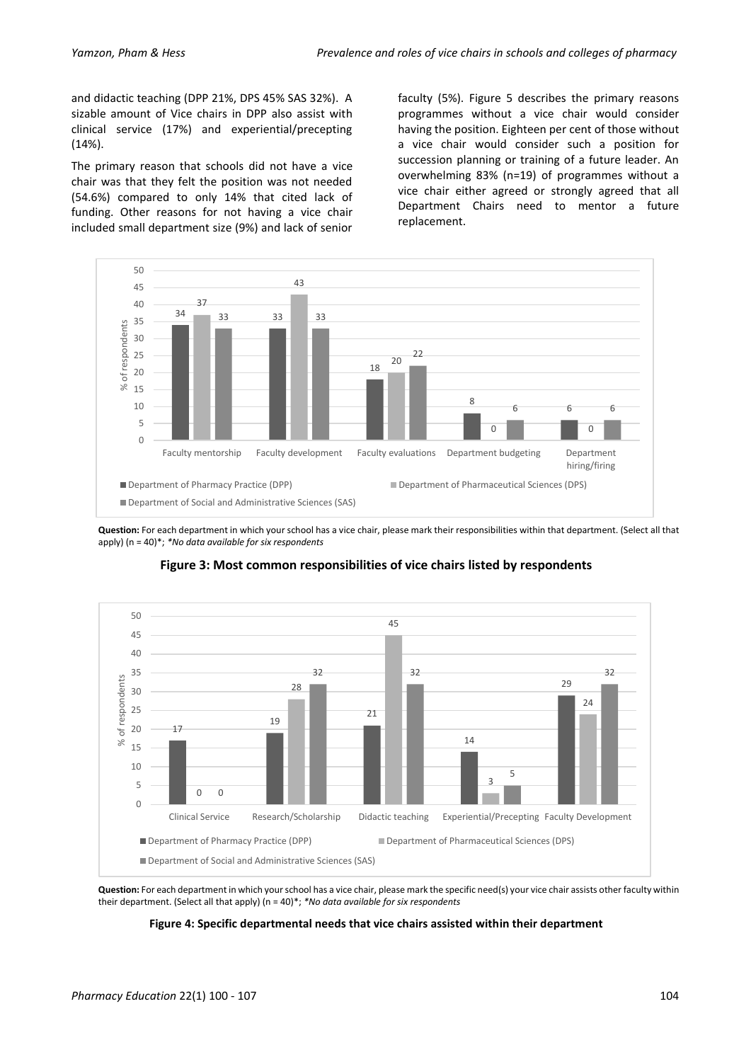and didactic teaching (DPP 21%, DPS 45% SAS 32%). A sizable amount of Vice chairs in DPP also assist with clinical service (17%) and experiential/precepting (14%).

The primary reason that schools did not have a vice chair was that they felt the position was not needed (54.6%) compared to only 14% that cited lack of funding. Other reasons for not having a vice chair included small department size (9%) and lack of senior faculty (5%). Figure 5 describes the primary reasons programmes without a vice chair would consider having the position. Eighteen per cent of those without a vice chair would consider such a position for succession planning or training of a future leader. An overwhelming 83% (n=19) of programmes without a vice chair either agreed or strongly agreed that all Department Chairs need to mentor a future replacement.

| Responsibility | Department of Pharmacy Practice (DPP) | Department of Pharmaceutical Sciences (DPS) | Department of Social and Administrative Sciences (SAS) |
|---|---|---|---|
| Faculty mentorship | 34 | 37 | 33 |
| Faculty development | 33 | 43 | 33 |
| Faculty evaluations | 18 | 20 | 22 |
| Department budgeting | 8 | 0 | 6 |
| Department hiring/firing | 6 | 0 | 6 |

**Question:** For each department in which your school has a vice chair, please mark their responsibilities within that department. (Select all that apply) (n = 40)*; *\*No data available for six respondents*

**Figure 3: Most common responsibilities of vice chairs listed by respondents**

| Need | Department of Pharmacy Practice (DPP) | Department of Pharmaceutical Sciences (DPS) | Department of Social and Administrative Sciences (SAS) |
|---|---|---|---|
| Clinical Service | 17 | 0 | 0 |
| Research/Scholarship | 19 | 28 | 32 |
| Didactic teaching | 21 | 45 | 32 |
| Experiential/Precepting | 14 | 3 | 5 |
| Faculty Development | 29 | 24 | 32 |

**Question:** For each department in which your school has a vice chair, please mark the specific need(s) your vice chair assists other faculty within their department. (Select all that apply) (n = 40)*; *\*No data available for six respondents*

**Figure 4: Specific departmental needs that vice chairs assisted within their department**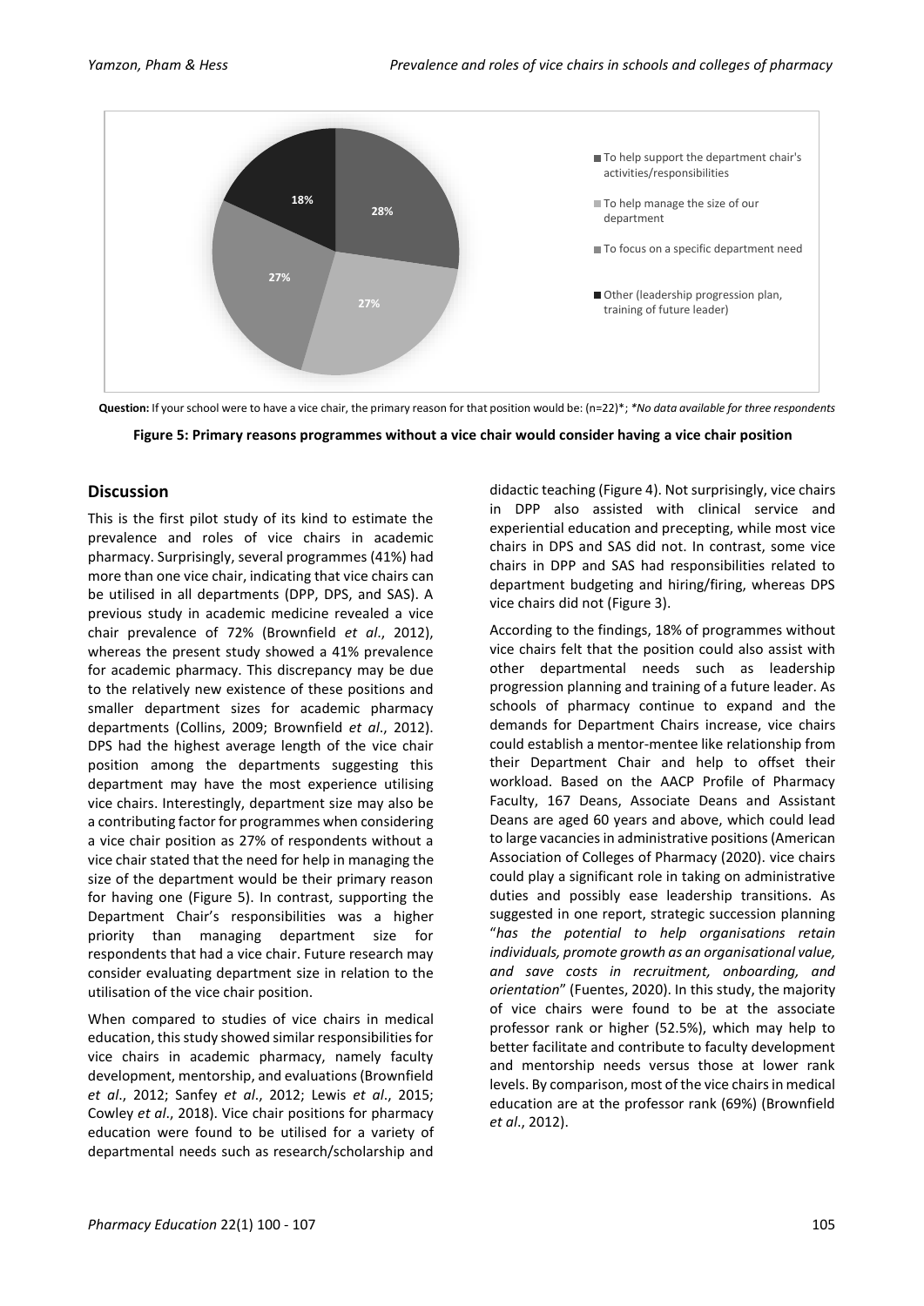Question: If your school were to have a vice chair, the primary reason for that position would be: (n=22)*; *No data available for three respondents

**Figure 5: Primary reasons programmes without a vice chair would consider having a vice chair position**

## Discussion

This is the first pilot study of its kind to estimate the prevalence and roles of vice chairs in academic pharmacy. Surprisingly, several programmes (41%) had more than one vice chair, indicating that vice chairs can be utilised in all departments (DPP, DPS, and SAS). A previous study in academic medicine revealed a vice chair prevalence of 72% (Brownfield *et al*., 2012), whereas the present study showed a 41% prevalence for academic pharmacy. This discrepancy may be due to the relatively new existence of these positions and smaller department sizes for academic pharmacy departments (Collins, 2009; Brownfield *et al*., 2012). DPS had the highest average length of the vice chair position among the departments suggesting this department may have the most experience utilising vice chairs. Interestingly, department size may also be a contributing factor for programmes when considering a vice chair position as 27% of respondents without a vice chair stated that the need for help in managing the size of the department would be their primary reason for having one (Figure 5). In contrast, supporting the Department Chair's responsibilities was a higher priority than managing department size for respondents that had a vice chair. Future research may consider evaluating department size in relation to the utilisation of the vice chair position.

When compared to studies of vice chairs in medical education, this study showed similar responsibilities for vice chairs in academic pharmacy, namely faculty development, mentorship, and evaluations (Brownfield *et al*., 2012; Sanfey *et al*., 2012; Lewis *et al*., 2015; Cowley *et al*., 2018). Vice chair positions for pharmacy education were found to be utilised for a variety of departmental needs such as research/scholarship and didactic teaching (Figure 4). Not surprisingly, vice chairs in DPP also assisted with clinical service and experiential education and precepting, while most vice chairs in DPS and SAS did not. In contrast, some vice chairs in DPP and SAS had responsibilities related to department budgeting and hiring/firing, whereas DPS vice chairs did not (Figure 3).

According to the findings, 18% of programmes without vice chairs felt that the position could also assist with other departmental needs such as leadership progression planning and training of a future leader. As schools of pharmacy continue to expand and the demands for Department Chairs increase, vice chairs could establish a mentor-mentee like relationship from their Department Chair and help to offset their workload. Based on the AACP Profile of Pharmacy Faculty, 167 Deans, Associate Deans and Assistant Deans are aged 60 years and above, which could lead to large vacancies in administrative positions (American Association of Colleges of Pharmacy (2020). vice chairs could play a significant role in taking on administrative duties and possibly ease leadership transitions. As suggested in one report, strategic succession planning "*has the potential to help organisations retain individuals, promote growth as an organisational value, and save costs in recruitment, onboarding, and orientation*" (Fuentes, 2020). In this study, the majority of vice chairs were found to be at the associate professor rank or higher (52.5%), which may help to better facilitate and contribute to faculty development and mentorship needs versus those at lower rank levels. By comparison, most of the vice chairs in medical education are at the professor rank (69%) (Brownfield *et al*., 2012).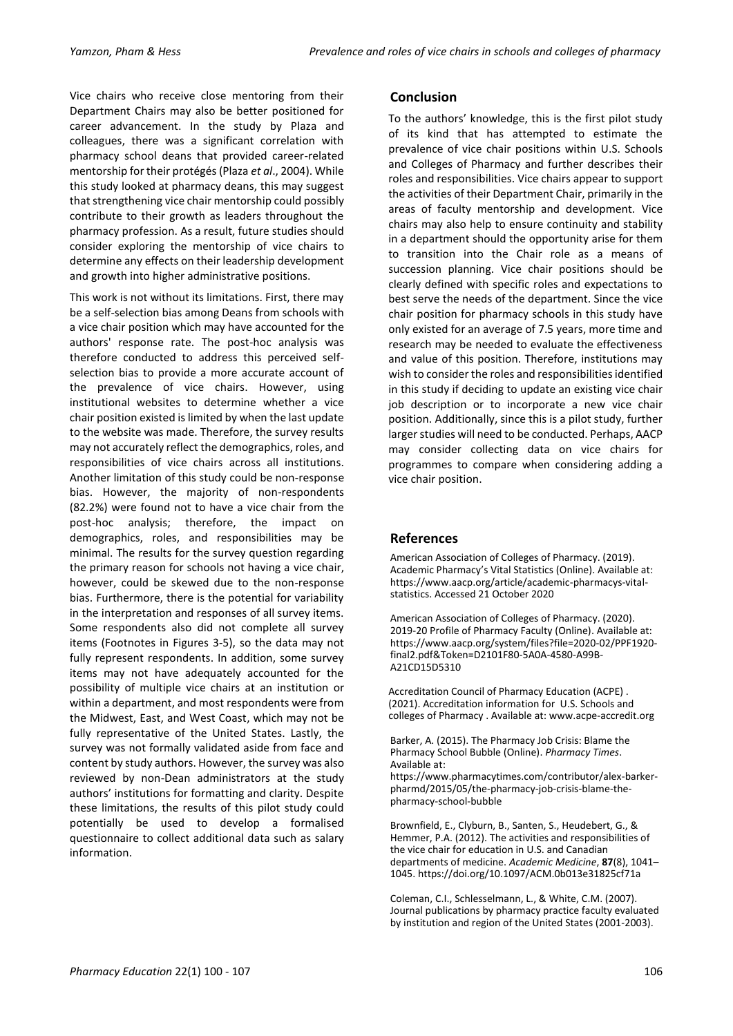Vice chairs who receive close mentoring from their Department Chairs may also be better positioned for career advancement. In the study by Plaza and colleagues, there was a significant correlation with pharmacy school deans that provided career-related mentorship for their protégés (Plaza *et al*., 2004). While this study looked at pharmacy deans, this may suggest that strengthening vice chair mentorship could possibly contribute to their growth as leaders throughout the pharmacy profession. As a result, future studies should consider exploring the mentorship of vice chairs to determine any effects on their leadership development and growth into higher administrative positions.

This work is not without its limitations. First, there may be a self-selection bias among Deans from schools with a vice chair position which may have accounted for the authors' response rate. The post-hoc analysis was therefore conducted to address this perceived self-selection bias to provide a more accurate account of the prevalence of vice chairs. However, using institutional websites to determine whether a vice chair position existed is limited by when the last update to the website was made. Therefore, the survey results may not accurately reflect the demographics, roles, and responsibilities of vice chairs across all institutions. Another limitation of this study could be non-response bias. However, the majority of non-respondents (82.2%) were found not to have a vice chair from the post-hoc analysis; therefore, the impact on demographics, roles, and responsibilities may be minimal. The results for the survey question regarding the primary reason for schools not having a vice chair, however, could be skewed due to the non-response bias. Furthermore, there is the potential for variability in the interpretation and responses of all survey items. Some respondents also did not complete all survey items (Footnotes in Figures 3-5), so the data may not fully represent respondents. In addition, some survey items may not have adequately accounted for the possibility of multiple vice chairs at an institution or within a department, and most respondents were from the Midwest, East, and West Coast, which may not be fully representative of the United States. Lastly, the survey was not formally validated aside from face and content by study authors. However, the survey was also reviewed by non-Dean administrators at the study authors' institutions for formatting and clarity. Despite these limitations, the results of this pilot study could potentially be used to develop a formalised questionnaire to collect additional data such as salary information.

## Conclusion

To the authors' knowledge, this is the first pilot study of its kind that has attempted to estimate the prevalence of vice chair positions within U.S. Schools and Colleges of Pharmacy and further describes their roles and responsibilities. Vice chairs appear to support the activities of their Department Chair, primarily in the areas of faculty mentorship and development. Vice chairs may also help to ensure continuity and stability in a department should the opportunity arise for them to transition into the Chair role as a means of succession planning. Vice chair positions should be clearly defined with specific roles and expectations to best serve the needs of the department. Since the vice chair position for pharmacy schools in this study have only existed for an average of 7.5 years, more time and research may be needed to evaluate the effectiveness and value of this position. Therefore, institutions may wish to consider the roles and responsibilities identified in this study if deciding to update an existing vice chair job description or to incorporate a new vice chair position. Additionally, since this is a pilot study, further larger studies will need to be conducted. Perhaps, AACP may consider collecting data on vice chairs for programmes to compare when considering adding a vice chair position.

## References

American Association of Colleges of Pharmacy. (2019). Academic Pharmacy's Vital Statistics (Online). Available at: https://www.aacp.org/article/academic-pharmacys-vital-statistics. Accessed 21 October 2020

American Association of Colleges of Pharmacy. (2020). 2019-20 Profile of Pharmacy Faculty (Online). Available at: https://www.aacp.org/system/files?file=2020-02/PPF1920-final2.pdf&Token=D2101F80-5A0A-4580-A99B-A21CD15D5310

Accreditation Council of Pharmacy Education (ACPE) . (2021). Accreditation information for U.S. Schools and colleges of Pharmacy . Available at: www.acpe-accredit.org

Barker, A. (2015). The Pharmacy Job Crisis: Blame the Pharmacy School Bubble (Online). *Pharmacy Times*. Available at: https://www.pharmacytimes.com/contributor/alex-barker-pharmd/2015/05/the-pharmacy-job-crisis-blame-the-pharmacy-school-bubble

Brownfield, E., Clyburn, B., Santen, S., Heudebert, G., & Hemmer, P.A. (2012). The activities and responsibilities of the vice chair for education in U.S. and Canadian departments of medicine. *Academic Medicine*, **87**(8), 1041–1045. https://doi.org/10.1097/ACM.0b013e31825cf71a

Coleman, C.I., Schlesselmann, L., & White, C.M. (2007). Journal publications by pharmacy practice faculty evaluated by institution and region of the United States (2001-2003).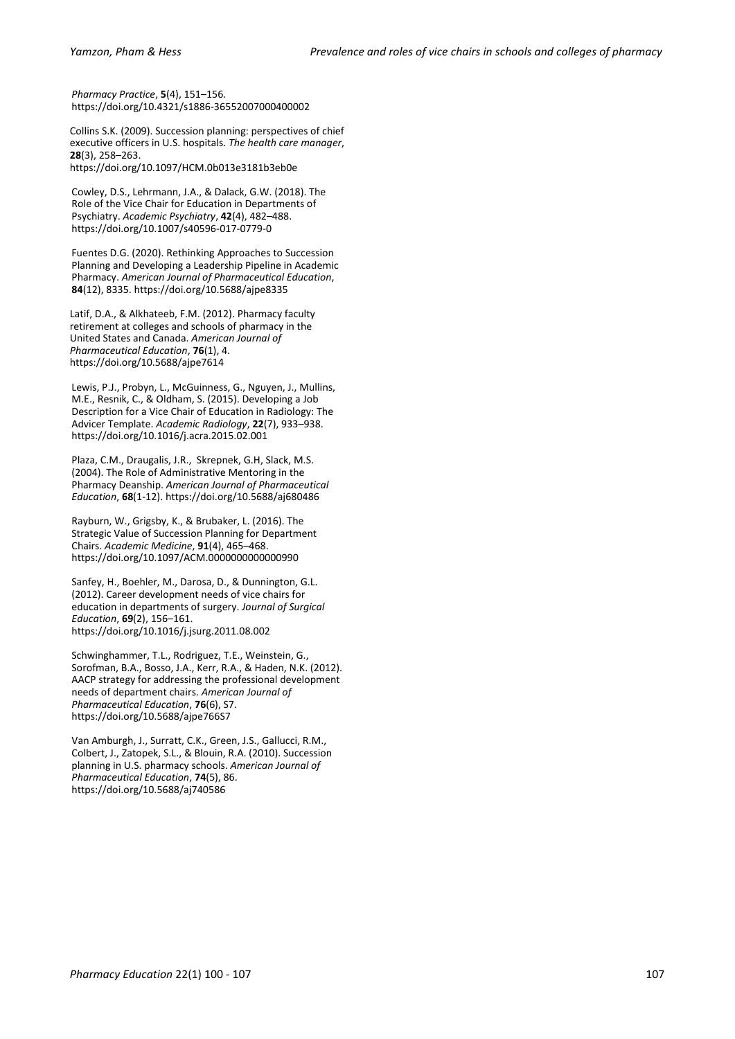*Pharmacy Practice*, **5**(4), 151–156. https://doi.org/10.4321/s1886-36552007000400002

Collins S.K. (2009). Succession planning: perspectives of chief executive officers in U.S. hospitals. *The health care manager*, **28**(3), 258–263. https://doi.org/10.1097/HCM.0b013e3181b3eb0e

Cowley, D.S., Lehrmann, J.A., & Dalack, G.W. (2018). The Role of the Vice Chair for Education in Departments of Psychiatry. *Academic Psychiatry*, **42**(4), 482–488. https://doi.org/10.1007/s40596-017-0779-0

Fuentes D.G. (2020). Rethinking Approaches to Succession Planning and Developing a Leadership Pipeline in Academic Pharmacy. *American Journal of Pharmaceutical Education*, **84**(12), 8335. https://doi.org/10.5688/ajpe8335

Latif, D.A., & Alkhateeb, F.M. (2012). Pharmacy faculty retirement at colleges and schools of pharmacy in the United States and Canada. *American Journal of Pharmaceutical Education*, **76**(1), 4. https://doi.org/10.5688/ajpe7614

Lewis, P.J., Probyn, L., McGuinness, G., Nguyen, J., Mullins, M.E., Resnik, C., & Oldham, S. (2015). Developing a Job Description for a Vice Chair of Education in Radiology: The Advicer Template. *Academic Radiology*, **22**(7), 933–938. https://doi.org/10.1016/j.acra.2015.02.001

Plaza, C.M., Draugalis, J.R., Skrepnek, G.H, Slack, M.S. (2004). The Role of Administrative Mentoring in the Pharmacy Deanship. *American Journal of Pharmaceutical Education*, **68**(1-12). https://doi.org/10.5688/aj680486

Rayburn, W., Grigsby, K., & Brubaker, L. (2016). The Strategic Value of Succession Planning for Department Chairs. *Academic Medicine*, **91**(4), 465–468. https://doi.org/10.1097/ACM.0000000000000990

Sanfey, H., Boehler, M., Darosa, D., & Dunnington, G.L. (2012). Career development needs of vice chairs for education in departments of surgery. *Journal of Surgical Education*, **69**(2), 156–161. https://doi.org/10.1016/j.jsurg.2011.08.002

Schwinghammer, T.L., Rodriguez, T.E., Weinstein, G., Sorofman, B.A., Bosso, J.A., Kerr, R.A., & Haden, N.K. (2012). AACP strategy for addressing the professional development needs of department chairs. *American Journal of Pharmaceutical Education*, **76**(6), S7. https://doi.org/10.5688/ajpe766S7

Van Amburgh, J., Surratt, C.K., Green, J.S., Gallucci, R.M., Colbert, J., Zatopek, S.L., & Blouin, R.A. (2010). Succession planning in U.S. pharmacy schools. *American Journal of Pharmaceutical Education*, **74**(5), 86. https://doi.org/10.5688/aj740586